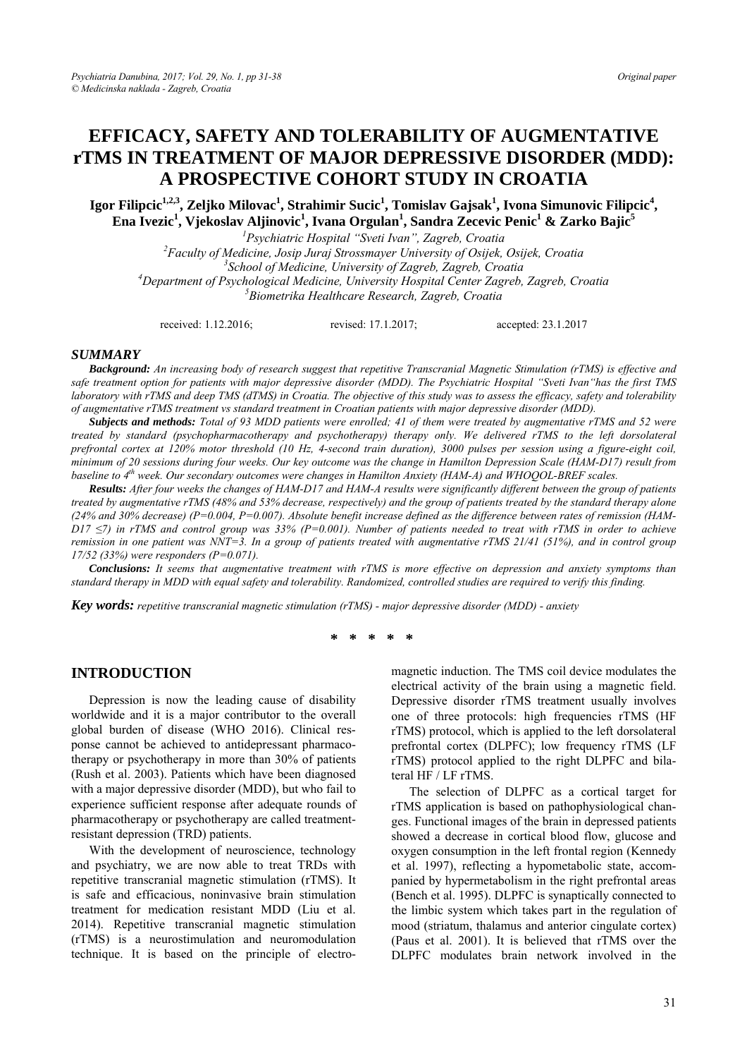# EFFICACY, SAFETY AND TOLERABILITY OF AUGMENTATIVE rTMS IN TREATMENT OF MAJOR DEPRESSIVE DISORDER (MDD): A PROSPECTIVE COHORT STUDY IN CROATIA

**Igor Filipcic[1,2,3], Zeljko Milovac[1], Strahimir Sucic[1], Tomislav Gajsak[1], Ivona Simunovic Filipcic[4], Ena Ivezic[1], Vjekoslav Aljinovic[1], Ivana Orgulan[1], Sandra Zecevic Penic[1] & Zarko Bajic[5]**

*[1]Psychiatric Hospital "Sveti Ivan", Zagreb, Croatia*
*[2]Faculty of Medicine, Josip Juraj Strossmayer University of Osijek, Osijek, Croatia*
*[3]School of Medicine, University of Zagreb, Zagreb, Croatia*
*[4]Department of Psychological Medicine, University Hospital Center Zagreb, Zagreb, Croatia*
*[5]Biometrika Healthcare Research, Zagreb, Croatia*

received: 1.12.2016; revised: 17.1.2017; accepted: 23.1.2017

## SUMMARY

***Background:*** *An increasing body of research suggest that repetitive Transcranial Magnetic Stimulation (rTMS) is effective and safe treatment option for patients with major depressive disorder (MDD). The Psychiatric Hospital "Sveti Ivan"has the first TMS laboratory with rTMS and deep TMS (dTMS) in Croatia. The objective of this study was to assess the efficacy, safety and tolerability of augmentative rTMS treatment vs standard treatment in Croatian patients with major depressive disorder (MDD).*

***Subjects and methods:*** *Total of 93 MDD patients were enrolled; 41 of them were treated by augmentative rTMS and 52 were treated by standard (psychopharmacotherapy and psychotherapy) therapy only. We delivered rTMS to the left dorsolateral prefrontal cortex at 120% motor threshold (10 Hz, 4-second train duration), 3000 pulses per session using a figure-eight coil, minimum of 20 sessions during four weeks. Our key outcome was the change in Hamilton Depression Scale (HAM-D17) result from baseline to 4th week. Our secondary outcomes were changes in Hamilton Anxiety (HAM-A) and WHOQOL-BREF scales.*

***Results:*** *After four weeks the changes of HAM-D17 and HAM-A results were significantly different between the group of patients treated by augmentative rTMS (48% and 53% decrease, respectively) and the group of patients treated by the standard therapy alone (24% and 30% decrease) (P=0.004, P=0.007). Absolute benefit increase defined as the difference between rates of remission (HAM-D17 ≤7) in rTMS and control group was 33% (P=0.001). Number of patients needed to treat with rTMS in order to achieve remission in one patient was NNT=3. In a group of patients treated with augmentative rTMS 21/41 (51%), and in control group 17/52 (33%) were responders (P=0.071).*

***Conclusions:*** *It seems that augmentative treatment with rTMS is more effective on depression and anxiety symptoms than standard therapy in MDD with equal safety and tolerability. Randomized, controlled studies are required to verify this finding.*

***Key words:*** *repetitive transcranial magnetic stimulation (rTMS) - major depressive disorder (MDD) - anxiety*

\* \* \* \* \*

## INTRODUCTION

Depression is now the leading cause of disability worldwide and it is a major contributor to the overall global burden of disease (WHO 2016). Clinical response cannot be achieved to antidepressant pharmacotherapy or psychotherapy in more than 30% of patients (Rush et al. 2003). Patients which have been diagnosed with a major depressive disorder (MDD), but who fail to experience sufficient response after adequate rounds of pharmacotherapy or psychotherapy are called treatment-resistant depression (TRD) patients.

With the development of neuroscience, technology and psychiatry, we are now able to treat TRDs with repetitive transcranial magnetic stimulation (rTMS). It is safe and efficacious, noninvasive brain stimulation treatment for medication resistant MDD (Liu et al. 2014). Repetitive transcranial magnetic stimulation (rTMS) is a neurostimulation and neuromodulation technique. It is based on the principle of electromagnetic induction. The TMS coil device modulates the electrical activity of the brain using a magnetic field. Depressive disorder rTMS treatment usually involves one of three protocols: high frequencies rTMS (HF rTMS) protocol, which is applied to the left dorsolateral prefrontal cortex (DLPFC); low frequency rTMS (LF rTMS) protocol applied to the right DLPFC and bilateral HF / LF rTMS.

The selection of DLPFC as a cortical target for rTMS application is based on pathophysiological changes. Functional images of the brain in depressed patients showed a decrease in cortical blood flow, glucose and oxygen consumption in the left frontal region (Kennedy et al. 1997), reflecting a hypometabolic state, accompanied by hypermetabolism in the right prefrontal areas (Bench et al. 1995). DLPFC is synaptically connected to the limbic system which takes part in the regulation of mood (striatum, thalamus and anterior cingulate cortex) (Paus et al. 2001). It is believed that rTMS over the DLPFC modulates brain network involved in the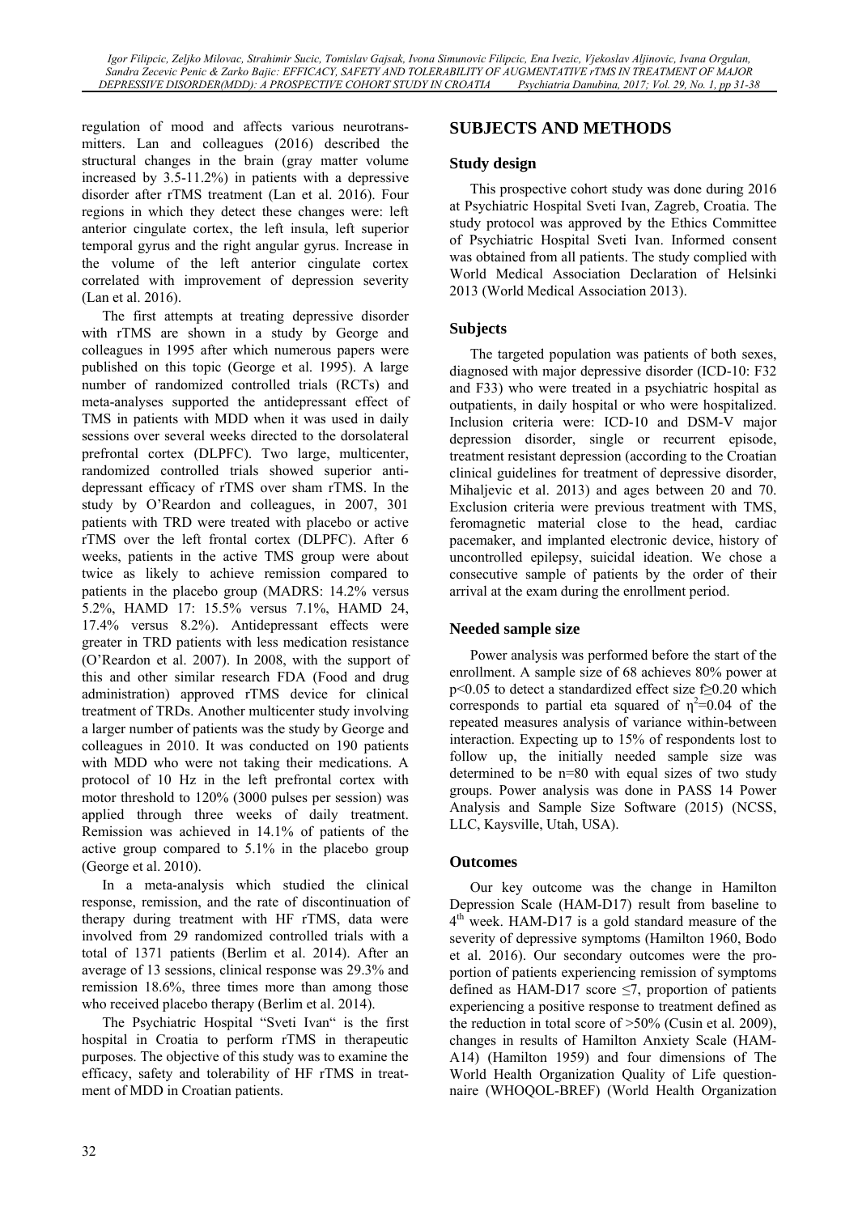regulation of mood and affects various neurotransmitters. Lan and colleagues (2016) described the structural changes in the brain (gray matter volume increased by 3.5-11.2%) in patients with a depressive disorder after rTMS treatment (Lan et al. 2016). Four regions in which they detect these changes were: left anterior cingulate cortex, the left insula, left superior temporal gyrus and the right angular gyrus. Increase in the volume of the left anterior cingulate cortex correlated with improvement of depression severity (Lan et al. 2016).

The first attempts at treating depressive disorder with rTMS are shown in a study by George and colleagues in 1995 after which numerous papers were published on this topic (George et al. 1995). A large number of randomized controlled trials (RCTs) and meta-analyses supported the antidepressant effect of TMS in patients with MDD when it was used in daily sessions over several weeks directed to the dorsolateral prefrontal cortex (DLPFC). Two large, multicenter, randomized controlled trials showed superior antidepressant efficacy of rTMS over sham rTMS. In the study by O'Reardon and colleagues, in 2007, 301 patients with TRD were treated with placebo or active rTMS over the left frontal cortex (DLPFC). After 6 weeks, patients in the active TMS group were about twice as likely to achieve remission compared to patients in the placebo group (MADRS: 14.2% versus 5.2%, HAMD 17: 15.5% versus 7.1%, HAMD 24, 17.4% versus 8.2%). Antidepressant effects were greater in TRD patients with less medication resistance (O'Reardon et al. 2007). In 2008, with the support of this and other similar research FDA (Food and drug administration) approved rTMS device for clinical treatment of TRDs. Another multicenter study involving a larger number of patients was the study by George and colleagues in 2010. It was conducted on 190 patients with MDD who were not taking their medications. A protocol of 10 Hz in the left prefrontal cortex with motor threshold to 120% (3000 pulses per session) was applied through three weeks of daily treatment. Remission was achieved in 14.1% of patients of the active group compared to 5.1% in the placebo group (George et al. 2010).

In a meta-analysis which studied the clinical response, remission, and the rate of discontinuation of therapy during treatment with HF rTMS, data were involved from 29 randomized controlled trials with a total of 1371 patients (Berlim et al. 2014). After an average of 13 sessions, clinical response was 29.3% and remission 18.6%, three times more than among those who received placebo therapy (Berlim et al. 2014).

The Psychiatric Hospital "Sveti Ivan" is the first hospital in Croatia to perform rTMS in therapeutic purposes. The objective of this study was to examine the efficacy, safety and tolerability of HF rTMS in treatment of MDD in Croatian patients.

## SUBJECTS AND METHODS

### Study design

This prospective cohort study was done during 2016 at Psychiatric Hospital Sveti Ivan, Zagreb, Croatia. The study protocol was approved by the Ethics Committee of Psychiatric Hospital Sveti Ivan. Informed consent was obtained from all patients. The study complied with World Medical Association Declaration of Helsinki 2013 (World Medical Association 2013).

### Subjects

The targeted population was patients of both sexes, diagnosed with major depressive disorder (ICD-10: F32 and F33) who were treated in a psychiatric hospital as outpatients, in daily hospital or who were hospitalized. Inclusion criteria were: ICD-10 and DSM-V major depression disorder, single or recurrent episode, treatment resistant depression (according to the Croatian clinical guidelines for treatment of depressive disorder, Mihaljevic et al. 2013) and ages between 20 and 70. Exclusion criteria were previous treatment with TMS, feromagnetic material close to the head, cardiac pacemaker, and implanted electronic device, history of uncontrolled epilepsy, suicidal ideation. We chose a consecutive sample of patients by the order of their arrival at the exam during the enrollment period.

### Needed sample size

Power analysis was performed before the start of the enrollment. A sample size of 68 achieves 80% power at $p<0.05$ to detect a standardized effect size $f\geq0.20$ which corresponds to partial eta squared of $\eta^2=0.04$ of the repeated measures analysis of variance within-between interaction. Expecting up to 15% of respondents lost to follow up, the initially needed sample size was determined to be n=80 with equal sizes of two study groups. Power analysis was done in PASS 14 Power Analysis and Sample Size Software (2015) (NCSS, LLC, Kaysville, Utah, USA).

### Outcomes

Our key outcome was the change in Hamilton Depression Scale (HAM-D17) result from baseline to 4th week. HAM-D17 is a gold standard measure of the severity of depressive symptoms (Hamilton 1960, Bodo et al. 2016). Our secondary outcomes were the proportion of patients experiencing remission of symptoms defined as HAM-D17 score $\leq7$, proportion of patients experiencing a positive response to treatment defined as the reduction in total score of >50% (Cusin et al. 2009), changes in results of Hamilton Anxiety Scale (HAM-A14) (Hamilton 1959) and four dimensions of The World Health Organization Quality of Life questionnaire (WHOQOL-BREF) (World Health Organization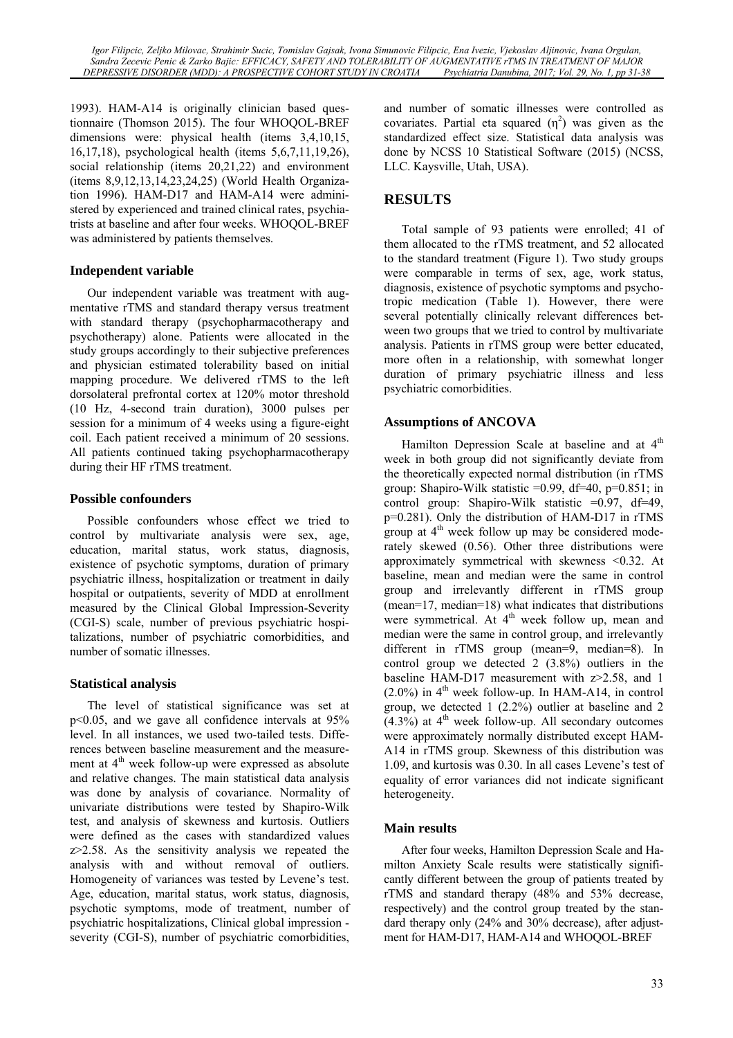1993). HAM-A14 is originally clinician based questionnaire (Thomson 2015). The four WHOQOL-BREF dimensions were: physical health (items 3,4,10,15, 16,17,18), psychological health (items 5,6,7,11,19,26), social relationship (items 20,21,22) and environment (items 8,9,12,13,14,23,24,25) (World Health Organization 1996). HAM-D17 and HAM-A14 were administered by experienced and trained clinical rates, psychiatrists at baseline and after four weeks. WHOQOL-BREF was administered by patients themselves.

### Independent variable

Our independent variable was treatment with augmentative rTMS and standard therapy versus treatment with standard therapy (psychopharmacotherapy and psychotherapy) alone. Patients were allocated in the study groups accordingly to their subjective preferences and physician estimated tolerability based on initial mapping procedure. We delivered rTMS to the left dorsolateral prefrontal cortex at 120% motor threshold (10 Hz, 4-second train duration), 3000 pulses per session for a minimum of 4 weeks using a figure-eight coil. Each patient received a minimum of 20 sessions. All patients continued taking psychopharmacotherapy during their HF rTMS treatment.

### Possible confounders

Possible confounders whose effect we tried to control by multivariate analysis were sex, age, education, marital status, work status, diagnosis, existence of psychotic symptoms, duration of primary psychiatric illness, hospitalization or treatment in daily hospital or outpatients, severity of MDD at enrollment measured by the Clinical Global Impression-Severity (CGI-S) scale, number of previous psychiatric hospitalizations, number of psychiatric comorbidities, and number of somatic illnesses.

### Statistical analysis

The level of statistical significance was set at $p<0.05$, and we gave all confidence intervals at 95% level. In all instances, we used two-tailed tests. Differences between baseline measurement and the measurement at 4th week follow-up were expressed as absolute and relative changes. The main statistical data analysis was done by analysis of covariance. Normality of univariate distributions were tested by Shapiro-Wilk test, and analysis of skewness and kurtosis. Outliers were defined as the cases with standardized values $z>2.58$. As the sensitivity analysis we repeated the analysis with and without removal of outliers. Homogeneity of variances was tested by Levene's test. Age, education, marital status, work status, diagnosis, psychotic symptoms, mode of treatment, number of psychiatric hospitalizations, Clinical global impression - severity (CGI-S), number of psychiatric comorbidities, and number of somatic illnesses were controlled as covariates. Partial eta squared ($\eta^2$) was given as the standardized effect size. Statistical data analysis was done by NCSS 10 Statistical Software (2015) (NCSS, LLC. Kaysville, Utah, USA).

## RESULTS

Total sample of 93 patients were enrolled; 41 of them allocated to the rTMS treatment, and 52 allocated to the standard treatment (Figure 1). Two study groups were comparable in terms of sex, age, work status, diagnosis, existence of psychotic symptoms and psychotropic medication (Table 1). However, there were several potentially clinically relevant differences between two groups that we tried to control by multivariate analysis. Patients in rTMS group were better educated, more often in a relationship, with somewhat longer duration of primary psychiatric illness and less psychiatric comorbidities.

### Assumptions of ANCOVA

Hamilton Depression Scale at baseline and at 4th week in both group did not significantly deviate from the theoretically expected normal distribution (in rTMS group: Shapiro-Wilk statistic =0.99, df=40, p=0.851; in control group: Shapiro-Wilk statistic =0.97, df=49, p=0.281). Only the distribution of HAM-D17 in rTMS group at 4th week follow up may be considered moderately skewed (0.56). Other three distributions were approximately symmetrical with skewness <0.32. At baseline, mean and median were the same in control group and irrelevantly different in rTMS group (mean=17, median=18) what indicates that distributions were symmetrical. At 4th week follow up, mean and median were the same in control group, and irrelevantly different in rTMS group (mean=9, median=8). In control group we detected 2 (3.8%) outliers in the baseline HAM-D17 measurement with $z>2.58$, and 1 (2.0%) in 4th week follow-up. In HAM-A14, in control group, we detected 1 (2.2%) outlier at baseline and 2 (4.3%) at 4th week follow-up. All secondary outcomes were approximately normally distributed except HAM-A14 in rTMS group. Skewness of this distribution was 1.09, and kurtosis was 0.30. In all cases Levene's test of equality of error variances did not indicate significant heterogeneity.

### Main results

After four weeks, Hamilton Depression Scale and Hamilton Anxiety Scale results were statistically significantly different between the group of patients treated by rTMS and standard therapy (48% and 53% decrease, respectively) and the control group treated by the standard therapy only (24% and 30% decrease), after adjustment for HAM-D17, HAM-A14 and WHOQOL-BREF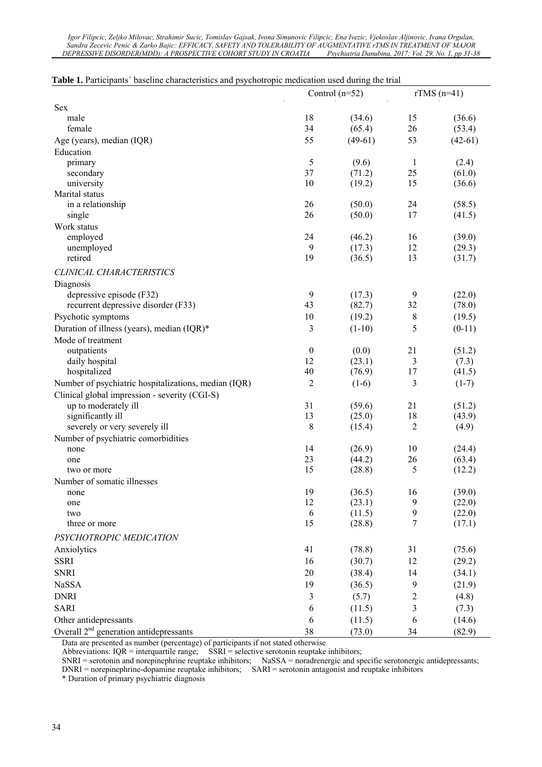**Table 1.** Participants´ baseline characteristics and psychotropic medication used during the trial

| | Control (n=52) | | rTMS (n=41) | |
|---|---|---|---|---|
| Sex | | | | |
| male | 18 | (34.6) | 15 | (36.6) |
| female | 34 | (65.4) | 26 | (53.4) |
| Age (years), median (IQR) | 55 | (49-61) | 53 | (42-61) |
| Education | | | | |
| primary | 5 | (9.6) | 1 | (2.4) |
| secondary | 37 | (71.2) | 25 | (61.0) |
| university | 10 | (19.2) | 15 | (36.6) |
| Marital status | | | | |
| in a relationship | 26 | (50.0) | 24 | (58.5) |
| single | 26 | (50.0) | 17 | (41.5) |
| Work status | | | | |
| employed | 24 | (46.2) | 16 | (39.0) |
| unemployed | 9 | (17.3) | 12 | (29.3) |
| retired | 19 | (36.5) | 13 | (31.7) |
| *CLINICAL CHARACTERISTICS* | | | | |
| Diagnosis | | | | |
| depressive episode (F32) | 9 | (17.3) | 9 | (22.0) |
| recurrent depressive disorder (F33) | 43 | (82.7) | 32 | (78.0) |
| Psychotic symptoms | 10 | (19.2) | 8 | (19.5) |
| Duration of illness (years), median (IQR)* | 3 | (1-10) | 5 | (0-11) |
| Mode of treatment | | | | |
| outpatients | 0 | (0.0) | 21 | (51.2) |
| daily hospital | 12 | (23.1) | 3 | (7.3) |
| hospitalized | 40 | (76.9) | 17 | (41.5) |
| Number of psychiatric hospitalizations, median (IQR) | 2 | (1-6) | 3 | (1-7) |
| Clinical global impression - severity (CGI-S) | | | | |
| up to moderately ill | 31 | (59.6) | 21 | (51.2) |
| significantly ill | 13 | (25.0) | 18 | (43.9) |
| severely or very severely ill | 8 | (15.4) | 2 | (4.9) |
| Number of psychiatric comorbidities | | | | |
| none | 14 | (26.9) | 10 | (24.4) |
| one | 23 | (44.2) | 26 | (63.4) |
| two or more | 15 | (28.8) | 5 | (12.2) |
| Number of somatic illnesses | | | | |
| none | 19 | (36.5) | 16 | (39.0) |
| one | 12 | (23.1) | 9 | (22.0) |
| two | 6 | (11.5) | 9 | (22.0) |
| three or more | 15 | (28.8) | 7 | (17.1) |
| *PSYCHOTROPIC MEDICATION* | | | | |
| Anxiolytics | 41 | (78.8) | 31 | (75.6) |
| SSRI | 16 | (30.7) | 12 | (29.2) |
| SNRI | 20 | (38.4) | 14 | (34.1) |
| NaSSA | 19 | (36.5) | 9 | (21.9) |
| DNRI | 3 | (5.7) | 2 | (4.8) |
| SARI | 6 | (11.5) | 3 | (7.3) |
| Other antidepressants | 6 | (11.5) | 6 | (14.6) |
| Overall 2nd generation antidepressants | 38 | (73.0) | 34 | (82.9) |

Data are presented as number (percentage) of participants if not stated otherwise

Abbreviations: IQR = interquartile range; SSRI = selective serotonin reuptake inhibitors;

SNRI = serotonin and norepinephrine reuptake inhibitors; NaSSA = noradrenergic and specific serotonergic antidepressants;

DNRI = norepinephrine-dopamine reuptake inhibitors; SARI = serotonin antagonist and reuptake inhibitors

\* Duration of primary psychiatric diagnosis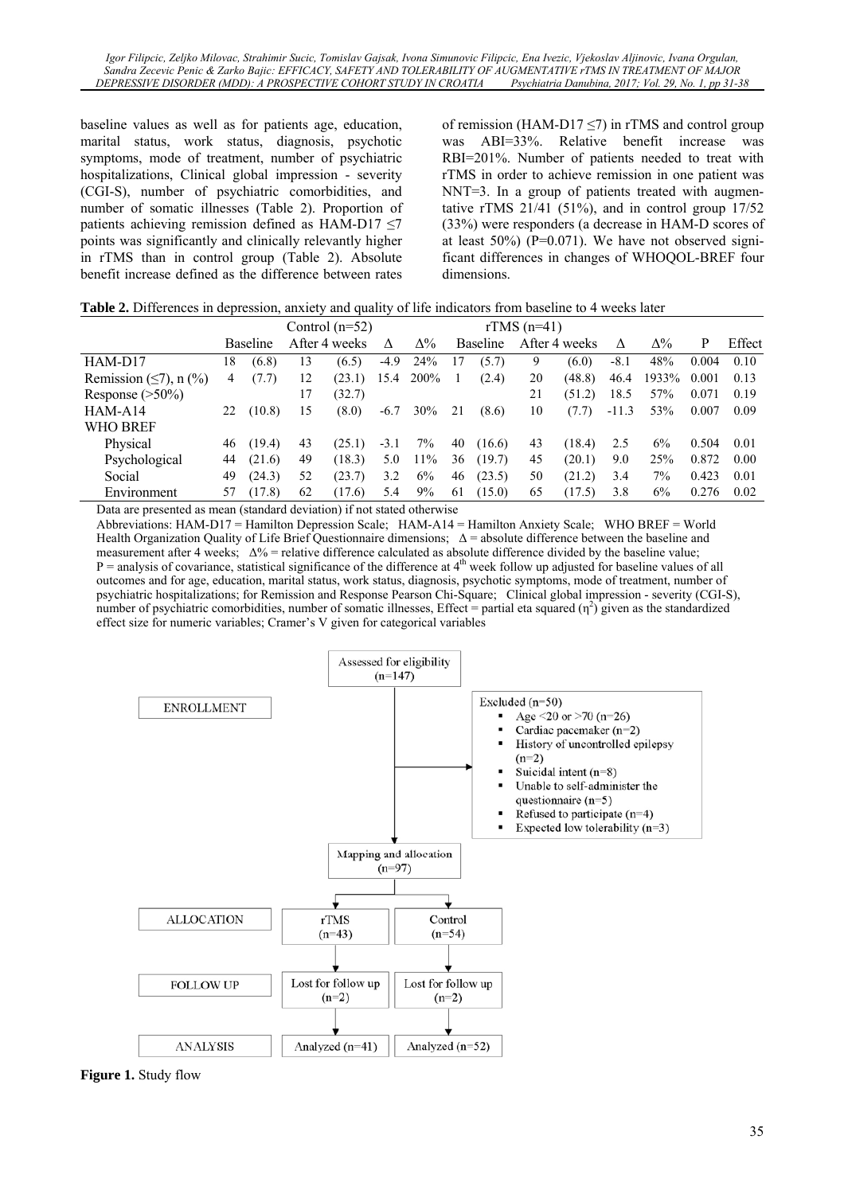baseline values as well as for patients age, education, marital status, work status, diagnosis, psychotic symptoms, mode of treatment, number of psychiatric hospitalizations, Clinical global impression - severity (CGI-S), number of psychiatric comorbidities, and number of somatic illnesses (Table 2). Proportion of patients achieving remission defined as HAM-D17 ≤7 points was significantly and clinically relevantly higher in rTMS than in control group (Table 2). Absolute benefit increase defined as the difference between rates of remission (HAM-D17 ≤7) in rTMS and control group was ABI=33%. Relative benefit increase was RBI=201%. Number of patients needed to treat with rTMS in order to achieve remission in one patient was NNT=3. In a group of patients treated with augmentative rTMS 21/41 (51%), and in control group 17/52 (33%) were responders (a decrease in HAM-D scores of at least 50%) (P=0.071). We have not observed significant differences in changes of WHOQOL-BREF four dimensions.

**Table 2.** Differences in depression, anxiety and quality of life indicators from baseline to 4 weeks later

| | Control (n=52) | | | | | | rTMS (n=41) | | | | | | | |
|---|---|---|---|---|---|---|---|---|---|---|---|---|---|---|
| | Baseline | | After 4 weeks | | Δ | Δ% | Baseline | | After 4 weeks | | Δ | Δ% | P | Effect |
| HAM-D17 | 18 | (6.8) | 13 | (6.5) | -4.9 | 24% | 17 | (5.7) | 9 | (6.0) | -8.1 | 48% | 0.004 | 0.10 |
| Remission (≤7), n (%) | 4 | (7.7) | 12 | (23.1) | 15.4 | 200% | 1 | (2.4) | 20 | (48.8) | 46.4 | 1933% | 0.001 | 0.13 |
| Response (>50%) | | | 17 | (32.7) | | | | | 21 | (51.2) | 18.5 | 57% | 0.071 | 0.19 |
| HAM-A14 | 22 | (10.8) | 15 | (8.0) | -6.7 | 30% | 21 | (8.6) | 10 | (7.7) | -11.3 | 53% | 0.007 | 0.09 |
| WHO BREF | | | | | | | | | | | | | | |
| Physical | 46 | (19.4) | 43 | (25.1) | -3.1 | 7% | 40 | (16.6) | 43 | (18.4) | 2.5 | 6% | 0.504 | 0.01 |
| Psychological | 44 | (21.6) | 49 | (18.3) | 5.0 | 11% | 36 | (19.7) | 45 | (20.1) | 9.0 | 25% | 0.872 | 0.00 |
| Social | 49 | (24.3) | 52 | (23.7) | 3.2 | 6% | 46 | (23.5) | 50 | (21.2) | 3.4 | 7% | 0.423 | 0.01 |
| Environment | 57 | (17.8) | 62 | (17.6) | 5.4 | 9% | 61 | (15.0) | 65 | (17.5) | 3.8 | 6% | 0.276 | 0.02 |

Data are presented as mean (standard deviation) if not stated otherwise

Abbreviations: HAM-D17 = Hamilton Depression Scale; HAM-A14 = Hamilton Anxiety Scale; WHO BREF = World Health Organization Quality of Life Brief Questionnaire dimensions; Δ = absolute difference between the baseline and measurement after 4 weeks; Δ% = relative difference calculated as absolute difference divided by the baseline value; P = analysis of covariance, statistical significance of the difference at 4th week follow up adjusted for baseline values of all outcomes and for age, education, marital status, work status, diagnosis, psychotic symptoms, mode of treatment, number of psychiatric hospitalizations; for Remission and Response Pearson Chi-Square; Clinical global impression - severity (CGI-S), number of psychiatric comorbidities, number of somatic illnesses, Effect = partial eta squared ($\eta^2$) given as the standardized effect size for numeric variables; Cramer's V given for categorical variables

ENROLLMENT

Assessed for eligibility (n=147)

Excluded (n=50)
- Age <20 or >70 (n=26)
- Cardiac pacemaker (n=2)
- History of uncontrolled epilepsy (n=2)
- Suicidal intent (n=8)
- Unable to self-administer the questionnaire (n=5)
- Refused to participate (n=4)
- Expected low tolerability (n=3)

Mapping and allocation (n=97)

ALLOCATION: rTMS (n=43) | Control (n=54)

FOLLOW UP: Lost for follow up (n=2) | Lost for follow up (n=2)

ANALYSIS: Analyzed (n=41) | Analyzed (n=52)

**Figure 1.** Study flow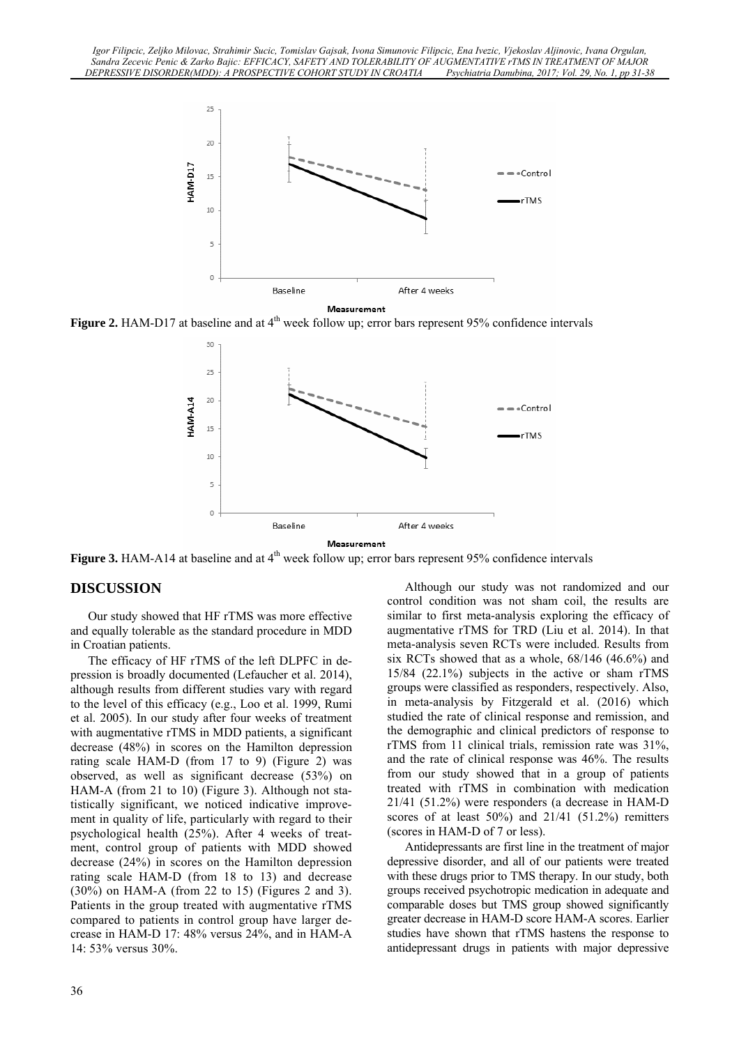Figure 2. HAM-D17 at baseline and at 4th week follow up; error bars represent 95% confidence intervals

Figure 3. HAM-A14 at baseline and at 4th week follow up; error bars represent 95% confidence intervals

## DISCUSSION

Our study showed that HF rTMS was more effective and equally tolerable as the standard procedure in MDD in Croatian patients.

The efficacy of HF rTMS of the left DLPFC in depression is broadly documented (Lefaucher et al. 2014), although results from different studies vary with regard to the level of this efficacy (e.g., Loo et al. 1999, Rumi et al. 2005). In our study after four weeks of treatment with augmentative rTMS in MDD patients, a significant decrease (48%) in scores on the Hamilton depression rating scale HAM-D (from 17 to 9) (Figure 2) was observed, as well as significant decrease (53%) on HAM-A (from 21 to 10) (Figure 3). Although not statistically significant, we noticed indicative improvement in quality of life, particularly with regard to their psychological health (25%). After 4 weeks of treatment, control group of patients with MDD showed decrease (24%) in scores on the Hamilton depression rating scale HAM-D (from 18 to 13) and decrease (30%) on HAM-A (from 22 to 15) (Figures 2 and 3). Patients in the group treated with augmentative rTMS compared to patients in control group have larger decrease in HAM-D 17: 48% versus 24%, and in HAM-A 14: 53% versus 30%.

Although our study was not randomized and our control condition was not sham coil, the results are similar to first meta-analysis exploring the efficacy of augmentative rTMS for TRD (Liu et al. 2014). In that meta-analysis seven RCTs were included. Results from six RCTs showed that as a whole, 68/146 (46.6%) and 15/84 (22.1%) subjects in the active or sham rTMS groups were classified as responders, respectively. Also, in meta-analysis by Fitzgerald et al. (2016) which studied the rate of clinical response and remission, and the demographic and clinical predictors of response to rTMS from 11 clinical trials, remission rate was 31%, and the rate of clinical response was 46%. The results from our study showed that in a group of patients treated with rTMS in combination with medication 21/41 (51.2%) were responders (a decrease in HAM-D scores of at least 50%) and 21/41 (51.2%) remitters (scores in HAM-D of 7 or less).

Antidepressants are first line in the treatment of major depressive disorder, and all of our patients were treated with these drugs prior to TMS therapy. In our study, both groups received psychotropic medication in adequate and comparable doses but TMS group showed significantly greater decrease in HAM-D score HAM-A scores. Earlier studies have shown that rTMS hastens the response to antidepressant drugs in patients with major depressive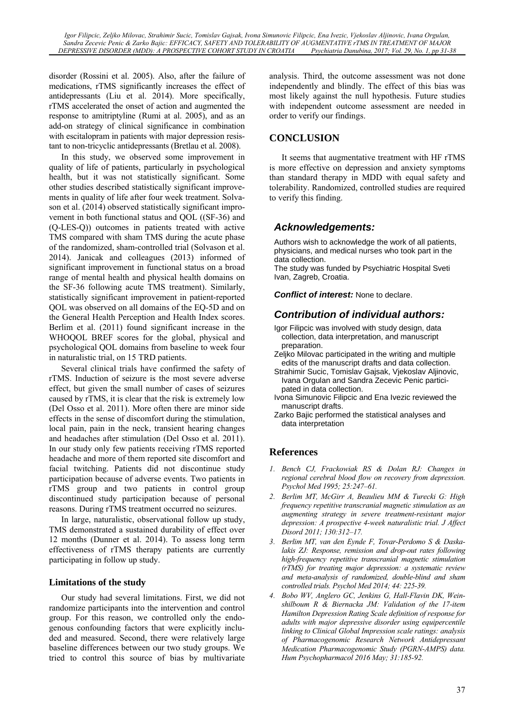disorder (Rossini et al. 2005). Also, after the failure of medications, rTMS significantly increases the effect of antidepressants (Liu et al. 2014). More specifically, rTMS accelerated the onset of action and augmented the response to amitriptyline (Rumi at al. 2005), and as an add-on strategy of clinical significance in combination with escitalopram in patients with major depression resistant to non-tricyclic antidepressants (Bretlau et al. 2008).

In this study, we observed some improvement in quality of life of patients, particularly in psychological health, but it was not statistically significant. Some other studies described statistically significant improvements in quality of life after four week treatment. Solvason et al. (2014) observed statistically significant improvement in both functional status and QOL ((SF-36) and (Q-LES-Q)) outcomes in patients treated with active TMS compared with sham TMS during the acute phase of the randomized, sham-controlled trial (Solvason et al. 2014). Janicak and colleagues (2013) informed of significant improvement in functional status on a broad range of mental health and physical health domains on the SF-36 following acute TMS treatment). Similarly, statistically significant improvement in patient-reported QOL was observed on all domains of the EQ-5D and on the General Health Perception and Health Index scores. Berlim et al. (2011) found significant increase in the WHOQOL BREF scores for the global, physical and psychological QOL domains from baseline to week four in naturalistic trial, on 15 TRD patients.

Several clinical trials have confirmed the safety of rTMS. Induction of seizure is the most severe adverse effect, but given the small number of cases of seizures caused by rTMS, it is clear that the risk is extremely low (Del Osso et al. 2011). More often there are minor side effects in the sense of discomfort during the stimulation, local pain, pain in the neck, transient hearing changes and headaches after stimulation (Del Osso et al. 2011). In our study only few patients receiving rTMS reported headache and more of them reported site discomfort and facial twitching. Patients did not discontinue study participation because of adverse events. Two patients in rTMS group and two patients in control group discontinued study participation because of personal reasons. During rTMS treatment occurred no seizures.

In large, naturalistic, observational follow up study, TMS demonstrated a sustained durability of effect over 12 months (Dunner et al. 2014). To assess long term effectiveness of rTMS therapy patients are currently participating in follow up study.

### Limitations of the study

Our study had several limitations. First, we did not randomize participants into the intervention and control group. For this reason, we controlled only the endogenous confounding factors that were explicitly included and measured. Second, there were relatively large baseline differences between our two study groups. We tried to control this source of bias by multivariate analysis. Third, the outcome assessment was not done independently and blindly. The effect of this bias was most likely against the null hypothesis. Future studies with independent outcome assessment are needed in order to verify our findings.

## CONCLUSION

It seems that augmentative treatment with HF rTMS is more effective on depression and anxiety symptoms than standard therapy in MDD with equal safety and tolerability. Randomized, controlled studies are required to verify this finding.

### *Acknowledgements:*

Authors wish to acknowledge the work of all patients, physicians, and medical nurses who took part in the data collection.
The study was funded by Psychiatric Hospital Sveti Ivan, Zagreb, Croatia.

***Conflict of interest:*** None to declare.

### *Contribution of individual authors:*

Igor Filipcic was involved with study design, data collection, data interpretation, and manuscript preparation.

Zeljko Milovac participated in the writing and multiple edits of the manuscript drafts and data collection.

Strahimir Sucic, Tomislav Gajsak, Vjekoslav Aljinovic, Ivana Orgulan and Sandra Zecevic Penic participated in data collection.

Ivona Simunovic Filipcic and Ena Ivezic reviewed the manuscript drafts.

Zarko Bajic performed the statistical analyses and data interpretation

## References

1. *Bench CJ, Frackowiak RS & Dolan RJ: Changes in regional cerebral blood flow on recovery from depression. Psychol Med 1995; 25:247–61.*
2. *Berlim MT, McGirr A, Beaulieu MM & Turecki G: High frequency repetitive transcranial magnetic stimulation as an augmenting strategy in severe treatment-resistant major depression: A prospective 4-week naturalistic trial. J Affect Disord 2011; 130:312–17.*
3. *Berlim MT, van den Eynde F, Tovar-Perdomo S & Daskalakis ZJ: Response, remission and drop-out rates following high-frequency repetitive transcranial magnetic stimulation (rTMS) for treating major depression: a systematic review and meta-analysis of randomized, double-blind and sham controlled trials. Psychol Med 2014; 44: 225-39.*
4. *Bobo WV, Anglero GC, Jenkins G, Hall-Flavin DK, Weinshilboum R & Biernacka JM: Validation of the 17-item Hamilton Depression Rating Scale definition of response for adults with major depressive disorder using equipercentile linking to Clinical Global Impression scale ratings: analysis of Pharmacogenomic Research Network Antidepressant Medication Pharmacogenomic Study (PGRN-AMPS) data. Hum Psychopharmacol 2016 May; 31:185-92.*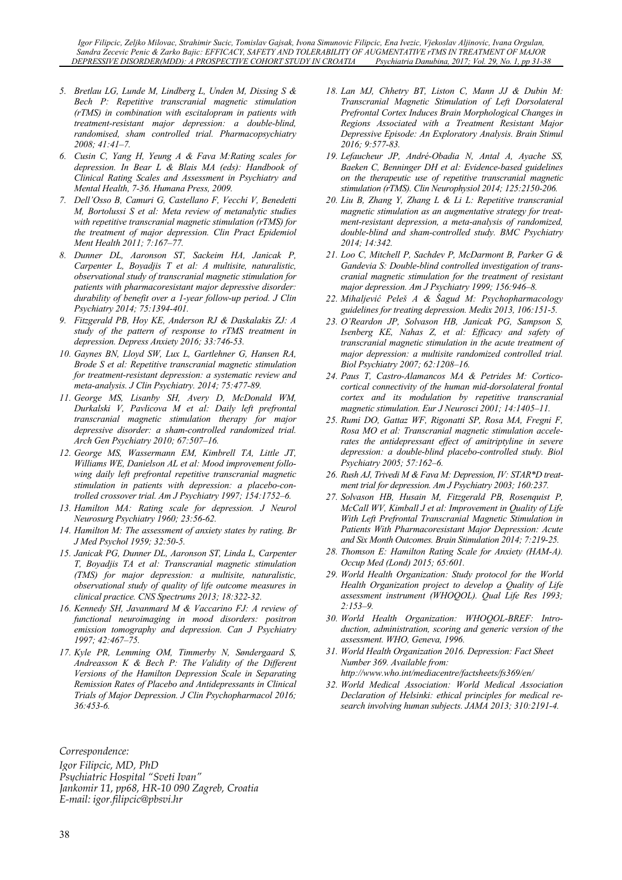5. Bretlau LG, Lunde M, Lindberg L, Unden M, Dissing S & Bech P: Repetitive transcranial magnetic stimulation (rTMS) in combination with escitalopram in patients with treatment-resistant major depression: a double-blind, randomised, sham controlled trial. Pharmacopsychiatry 2008; 41:41–7.
6. Cusin C, Yang H, Yeung A & Fava M:Rating scales for depression. In Bear L & Blais MA (eds): Handbook of Clinical Rating Scales and Assessment in Psychiatry and Mental Health, 7-36. Humana Press, 2009.
7. Dell'Osso B, Camuri G, Castellano F, Vecchi V, Benedetti M, Bortolussi S et al: Meta review of metanalytic studies with repetitive transcranial magnetic stimulation (rTMS) for the treatment of major depression. Clin Pract Epidemiol Ment Health 2011; 7:167–77.
8. Dunner DL, Aaronson ST, Sackeim HA, Janicak P, Carpenter L, Boyadjis T et al: A multisite, naturalistic, observational study of transcranial magnetic stimulation for patients with pharmacoresistant major depressive disorder: durability of benefit over a 1-year follow-up period. J Clin Psychiatry 2014; 75:1394-401.
9. Fitzgerald PB, Hoy KE, Anderson RJ & Daskalakis ZJ: A study of the pattern of response to rTMS treatment in depression. Depress Anxiety 2016; 33:746-53.
10. Gaynes BN, Lloyd SW, Lux L, Gartlehner G, Hansen RA, Brode S et al: Repetitive transcranial magnetic stimulation for treatment-resistant depression: a systematic review and meta-analysis. J Clin Psychiatry. 2014; 75:477-89.
11. George MS, Lisanby SH, Avery D, McDonald WM, Durkalski V, Pavlicova M et al: Daily left prefrontal transcranial magnetic stimulation therapy for major depressive disorder: a sham-controlled randomized trial. Arch Gen Psychiatry 2010; 67:507–16.
12. George MS, Wassermann EM, Kimbrell TA, Little JT, Williams WE, Danielson AL et al: Mood improvement following daily left prefrontal repetitive transcranial magnetic stimulation in patients with depression: a placebo-controlled crossover trial. Am J Psychiatry 1997; 154:1752–6.
13. Hamilton MA: Rating scale for depression. J Neurol Neurosurg Psychiatry 1960; 23:56-62.
14. Hamilton M: The assessment of anxiety states by rating. Br J Med Psychol 1959; 32:50-5.
15. Janicak PG, Dunner DL, Aaronson ST, Linda L, Carpenter T, Boyadjis TA et al: Transcranial magnetic stimulation (TMS) for major depression: a multisite, naturalistic, observational study of quality of life outcome measures in clinical practice. CNS Spectrums 2013; 18:322-32.
16. Kennedy SH, Javanmard M & Vaccarino FJ: A review of functional neuroimaging in mood disorders: positron emission tomography and depression. Can J Psychiatry 1997; 42:467–75.
17. Kyle PR, Lemming OM, Timmerby N, Søndergaard S, Andreasson K & Bech P: The Validity of the Different Versions of the Hamilton Depression Scale in Separating Remission Rates of Placebo and Antidepressants in Clinical Trials of Major Depression. J Clin Psychopharmacol 2016; 36:453-6.
18. Lan MJ, Chhetry BT, Liston C, Mann JJ & Dubin M: Transcranial Magnetic Stimulation of Left Dorsolateral Prefrontal Cortex Induces Brain Morphological Changes in Regions Associated with a Treatment Resistant Major Depressive Episode: An Exploratory Analysis. Brain Stimul 2016; 9:577-83.
19. Lefaucheur JP, André-Obadia N, Antal A, Ayache SS, Baeken C, Benninger DH et al: Evidence-based guidelines on the therapeutic use of repetitive transcranial magnetic stimulation (rTMS). Clin Neurophysiol 2014; 125:2150-206.
20. Liu B, Zhang Y, Zhang L & Li L: Repetitive transcranial magnetic stimulation as an augmentative strategy for treatment-resistant depression, a meta-analysis of randomized, double-blind and sham-controlled study. BMC Psychiatry 2014; 14:342.
21. Loo C, Mitchell P, Sachdev P, McBarmont B, Parker G & Gandevia S: Double-blind controlled investigation of transcranial magnetic stimulation for the treatment of resistant major depression. Am J Psychiatry 1999; 156:946–8.
22. Mihaljević Peleš A & Šagud M: Psychopharmacology guidelines for treating depression. Medix 2013, 106:151-5.
23. O'Reardon JP, Solvason HB, Janicak PG, Sampson S, Isenberg KE, Nahas Z, et al: Efficacy and safety of transcranial magnetic stimulation in the acute treatment of major depression: a multisite randomized controlled trial. Biol Psychiatry 2007; 62:1208–16.
24. Paus T, Castro-Alamancos MA & Petrides M: Corticocortical connectivity of the human mid-dorsolateral frontal cortex and its modulation by repetitive transcranial magnetic stimulation. Eur J Neurosci 2001; 14:1405–11.
25. Rumi DO, Gattaz WF, Rigonatti SP, Rosa MA, Fregni F, Rosa MO et al: Transcranial magnetic stimulation accelerates the antidepressant effect of amitriptyline in severe depression: a double-blind placebo-controlled study. Biol Psychiatry 2005; 57:162–6.
26. Rush AJ, Trivedi M & Fava M: Depression, IV: STAR*D treatment trial for depression. Am J Psychiatry 2003; 160:237.
27. Solvason HB, Husain M, Fitzgerald PB, Rosenquist P, McCall WV, Kimball J et al: Improvement in Quality of Life With Left Prefrontal Transcranial Magnetic Stimulation in Patients With Pharmacoresistant Major Depression: Acute and Six Month Outcomes. Brain Stimulation 2014; 7:219-25.
28. Thomson E: Hamilton Rating Scale for Anxiety (HAM-A). Occup Med (Lond) 2015; 65:601.
29. World Health Organization: Study protocol for the World Health Organization project to develop a Quality of Life assessment instrument (WHOQOL). Qual Life Res 1993; 2:153–9.
30. World Health Organization: WHOQOL-BREF: Introduction, administration, scoring and generic version of the assessment. WHO, Geneva, 1996.
31. World Health Organization 2016. Depression: Fact Sheet Number 369. Available from: http://www.who.int/mediacentre/factsheets/fs369/en/
32. World Medical Association: World Medical Association Declaration of Helsinki: ethical principles for medical research involving human subjects. JAMA 2013; 310:2191-4.

*Correspondence:*
*Igor Filipcic, MD, PhD*
*Psychiatric Hospital "Sveti Ivan"*
*Jankomir 11, pp68, HR-10 090 Zagreb, Croatia*
*E-mail: igor.filipcic@pbsvi.hr*